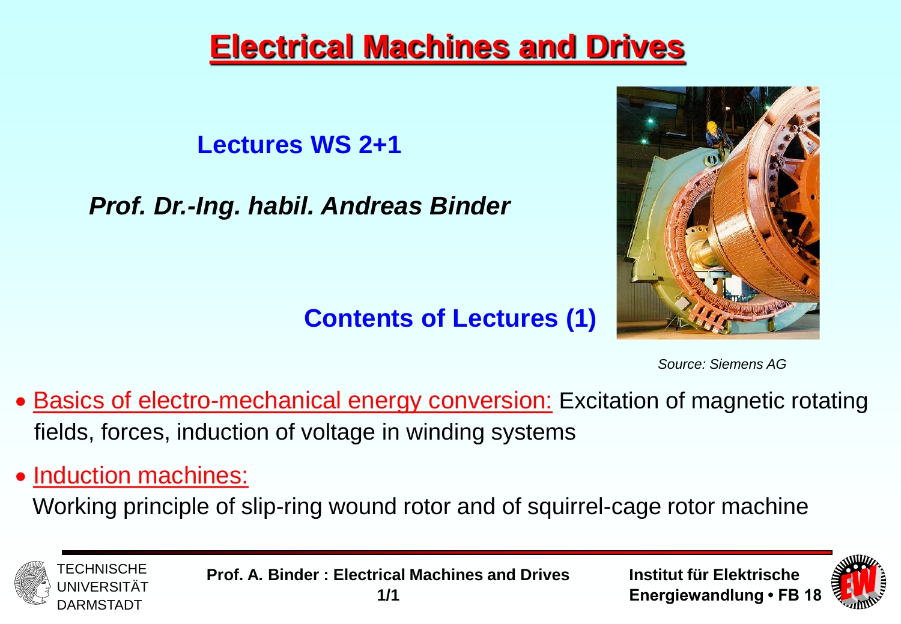# Electrical Machines and Drives

**Lectures WS 2+1**

***Prof. Dr.-Ing. habil. Andreas Binder***

## Contents of Lectures (1)

*Source: Siemens AG*

- Basics of electro-mechanical energy conversion: Excitation of magnetic rotating fields, forces, induction of voltage in winding systems
- Induction machines:
  Working principle of slip-ring wound rotor and of squirrel-cage rotor machine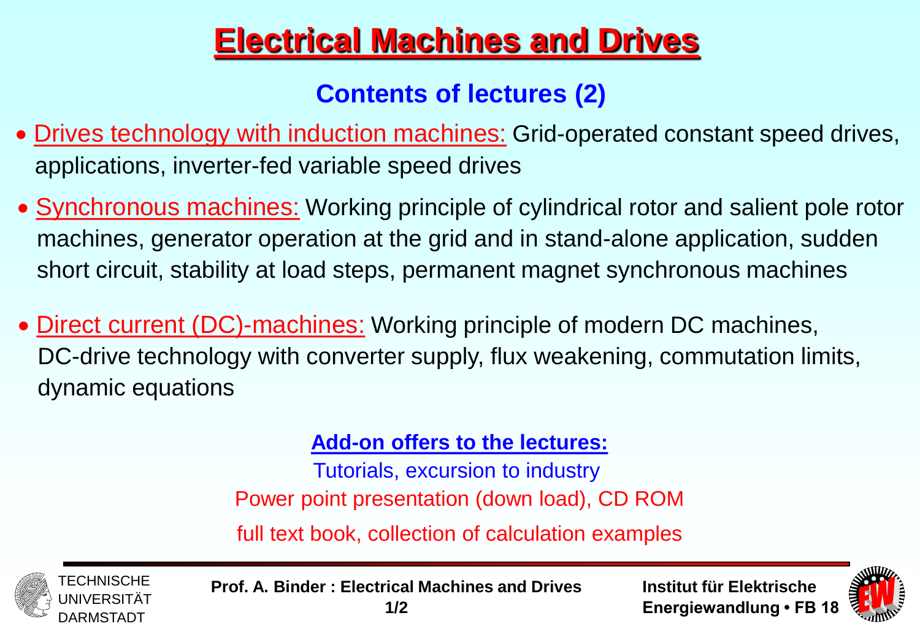# Electrical Machines and Drives

## Contents of lectures (2)

- Drives technology with induction machines: Grid-operated constant speed drives, applications, inverter-fed variable speed drives
- Synchronous machines: Working principle of cylindrical rotor and salient pole rotor machines, generator operation at the grid and in stand-alone application, sudden short circuit, stability at load steps, permanent magnet synchronous machines
- Direct current (DC)-machines: Working principle of modern DC machines, DC-drive technology with converter supply, flux weakening, commutation limits, dynamic equations

**Add-on offers to the lectures:**

Tutorials, excursion to industry

Power point presentation (down load), CD ROM

full text book, collection of calculation examples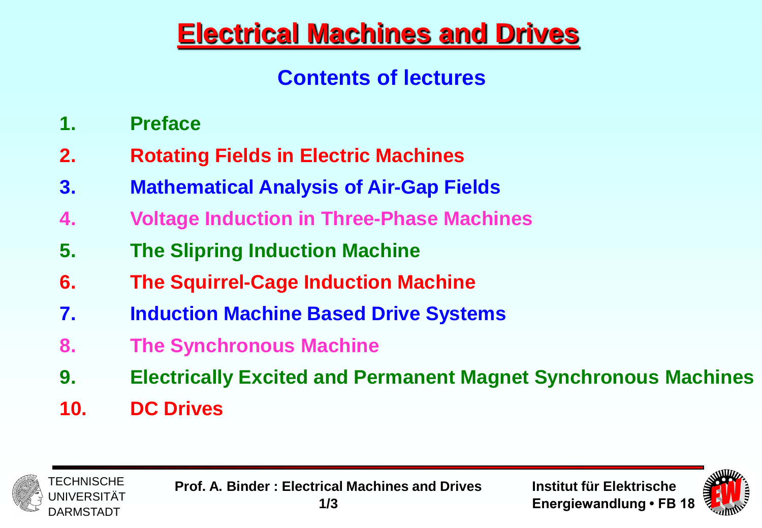# Electrical Machines and Drives

## Contents of lectures

1. Preface
2. Rotating Fields in Electric Machines
3. Mathematical Analysis of Air-Gap Fields
4. Voltage Induction in Three-Phase Machines
5. The Slipring Induction Machine
6. The Squirrel-Cage Induction Machine
7. Induction Machine Based Drive Systems
8. The Synchronous Machine
9. Electrically Excited and Permanent Magnet Synchronous Machines
10. DC Drives